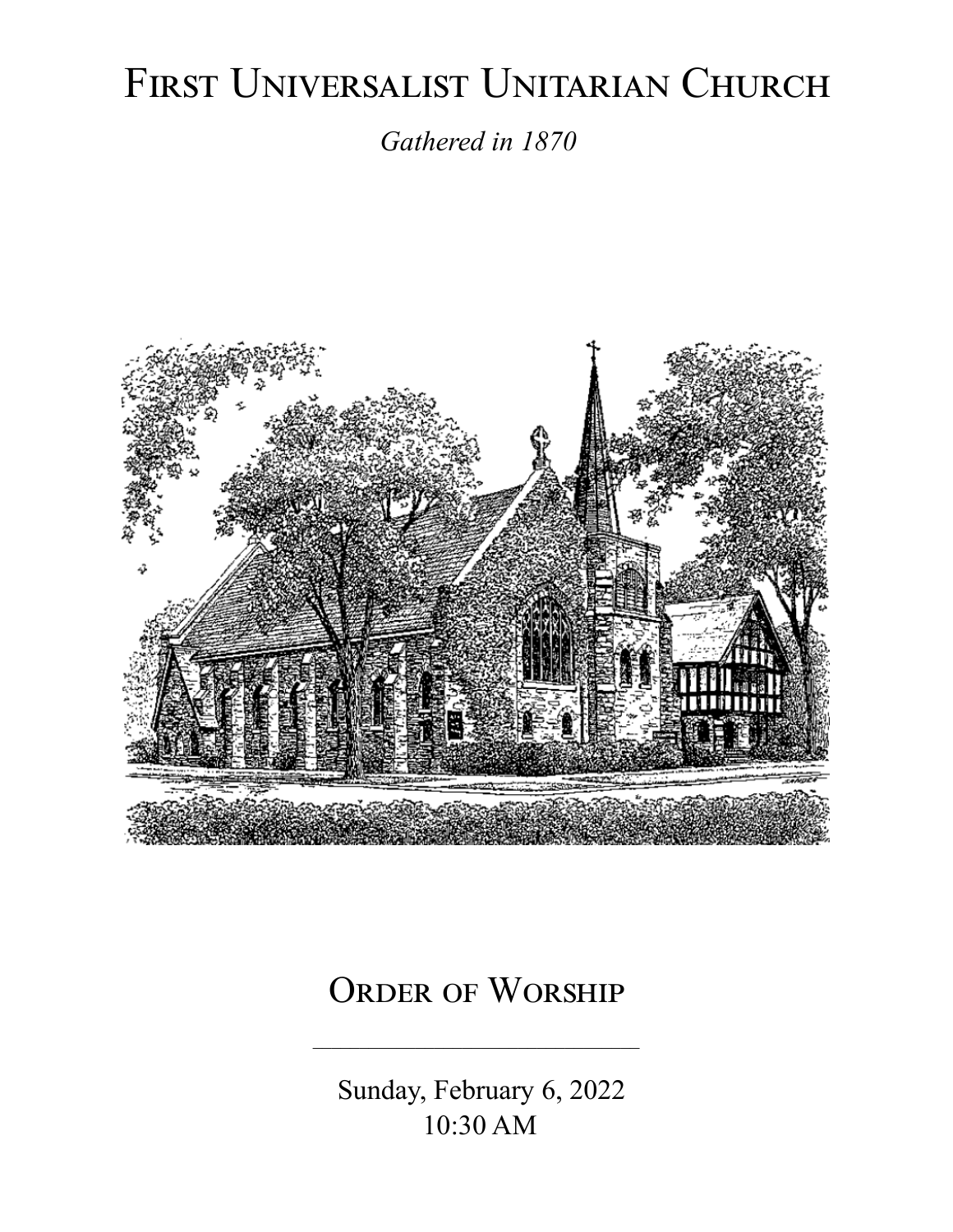# First Universalist Unitarian Church

*Gathered in 1870*

## Order of Worship

---

Sunday, February 6, 2022
10:30 AM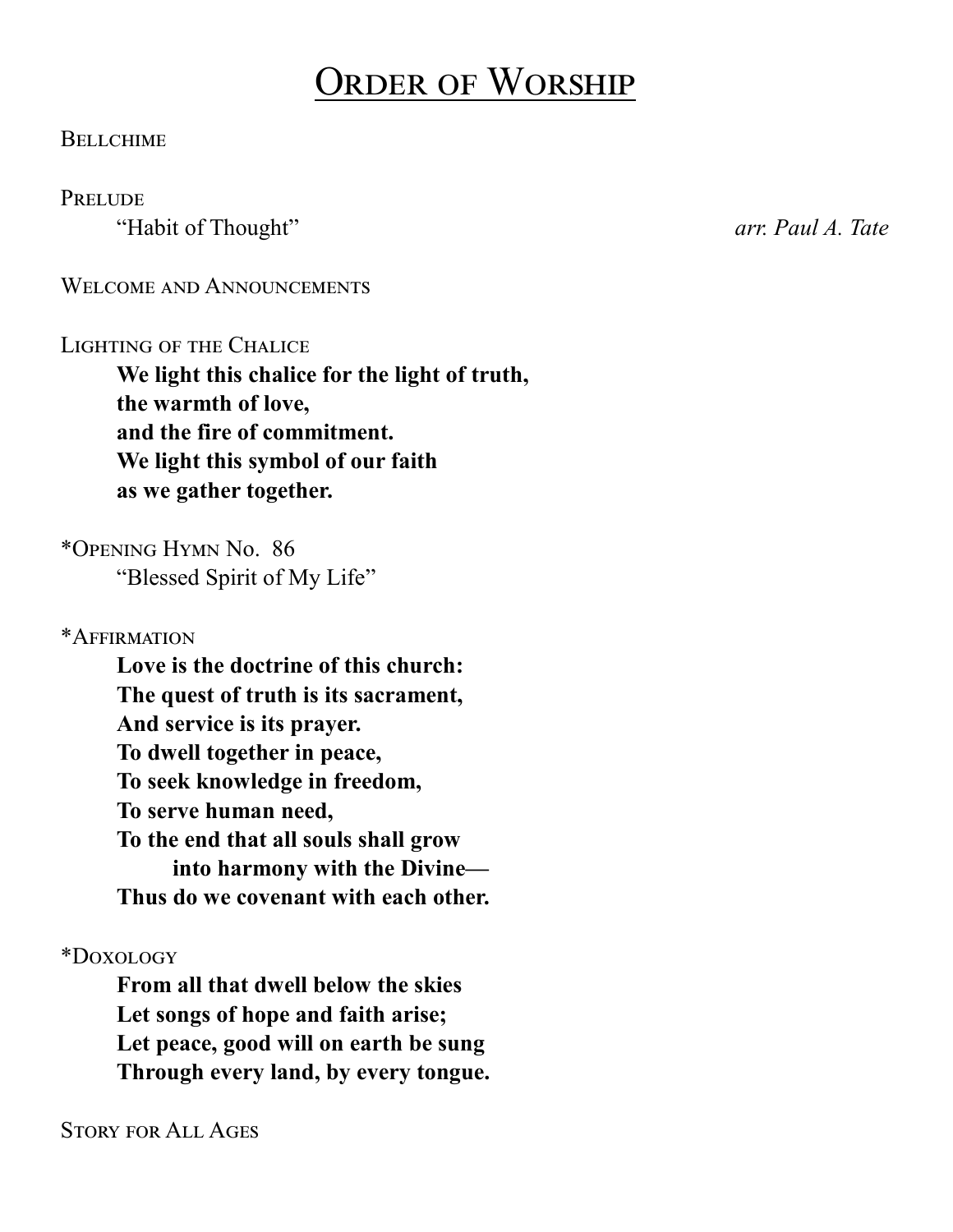# Order of Worship

Bellchime

Prelude

"Habit of Thought" *arr. Paul A. Tate*

Welcome and Announcements

Lighting of the Chalice

**We light this chalice for the light of truth,**
**the warmth of love,**
**and the fire of commitment.**
**We light this symbol of our faith**
**as we gather together.**

*Opening Hymn No. 86

"Blessed Spirit of My Life"

*Affirmation

**Love is the doctrine of this church:**
**The quest of truth is its sacrament,**
**And service is its prayer.**
**To dwell together in peace,**
**To seek knowledge in freedom,**
**To serve human need,**
**To the end that all souls shall grow**
**into harmony with the Divine—**
**Thus do we covenant with each other.**

*Doxology

**From all that dwell below the skies**
**Let songs of hope and faith arise;**
**Let peace, good will on earth be sung**
**Through every land, by every tongue.**

Story for All Ages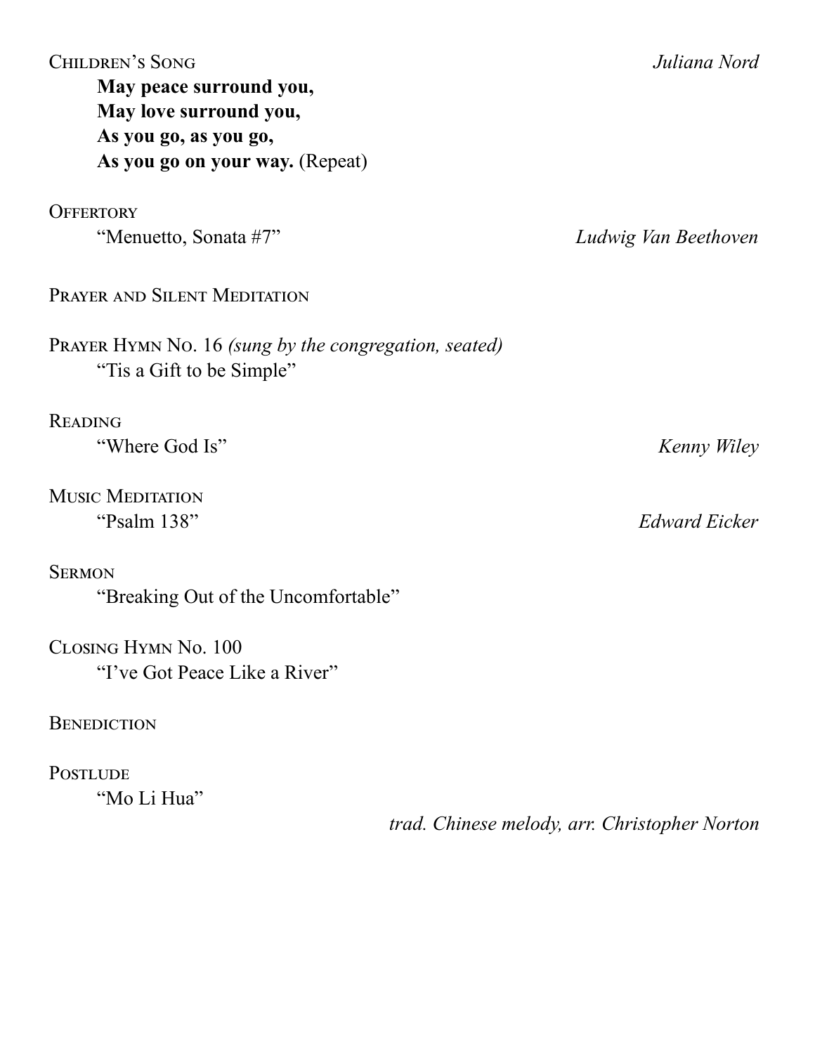Children's Song *Juliana Nord*

**May peace surround you,**
**May love surround you,**
**As you go, as you go,**
**As you go on your way.** (Repeat)

Offertory
"Menuetto, Sonata #7" *Ludwig Van Beethoven*

Prayer and Silent Meditation

Prayer Hymn No. 16 *(sung by the congregation, seated)*
"Tis a Gift to be Simple"

Reading
"Where God Is" *Kenny Wiley*

Music Meditation
"Psalm 138" *Edward Eicker*

Sermon
"Breaking Out of the Uncomfortable"

Closing Hymn No. 100
"I've Got Peace Like a River"

Benediction

Postlude
"Mo Li Hua"
*trad. Chinese melody, arr. Christopher Norton*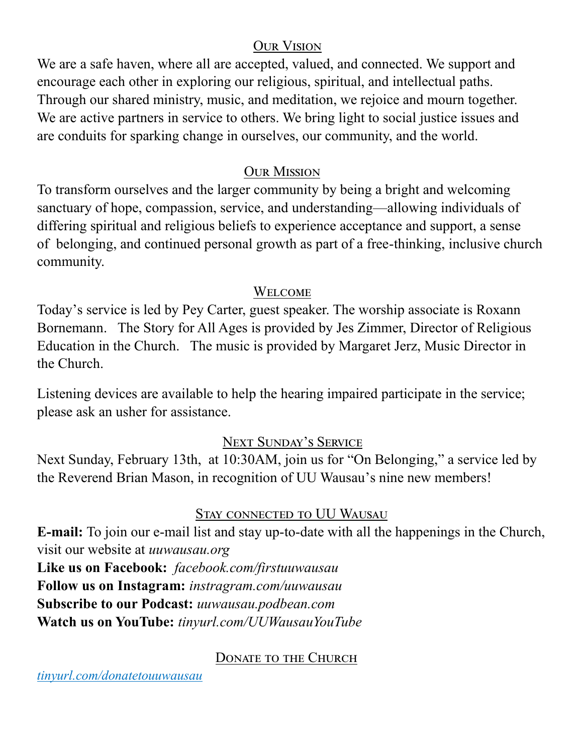## Our Vision

We are a safe haven, where all are accepted, valued, and connected. We support and encourage each other in exploring our religious, spiritual, and intellectual paths. Through our shared ministry, music, and meditation, we rejoice and mourn together. We are active partners in service to others. We bring light to social justice issues and are conduits for sparking change in ourselves, our community, and the world.

## Our Mission

To transform ourselves and the larger community by being a bright and welcoming sanctuary of hope, compassion, service, and understanding—allowing individuals of differing spiritual and religious beliefs to experience acceptance and support, a sense of belonging, and continued personal growth as part of a free-thinking, inclusive church community.

## Welcome

Today's service is led by Pey Carter, guest speaker. The worship associate is Roxann Bornemann. The Story for All Ages is provided by Jes Zimmer, Director of Religious Education in the Church. The music is provided by Margaret Jerz, Music Director in the Church.

Listening devices are available to help the hearing impaired participate in the service; please ask an usher for assistance.

## Next Sunday's Service

Next Sunday, February 13th, at 10:30AM, join us for "On Belonging," a service led by the Reverend Brian Mason, in recognition of UU Wausau's nine new members!

## Stay connected to UU Wausau

**E-mail:** To join our e-mail list and stay up-to-date with all the happenings in the Church, visit our website at *uuwausau.org*
**Like us on Facebook:** *facebook.com/firstuuwausau*
**Follow us on Instagram:** *instragram.com/uuwausau*
**Subscribe to our Podcast:** *uuwausau.podbean.com*
**Watch us on YouTube:** *tinyurl.com/UUWausauYouTube*

## Donate to the Church

*tinyurl.com/donatetouuwausau*